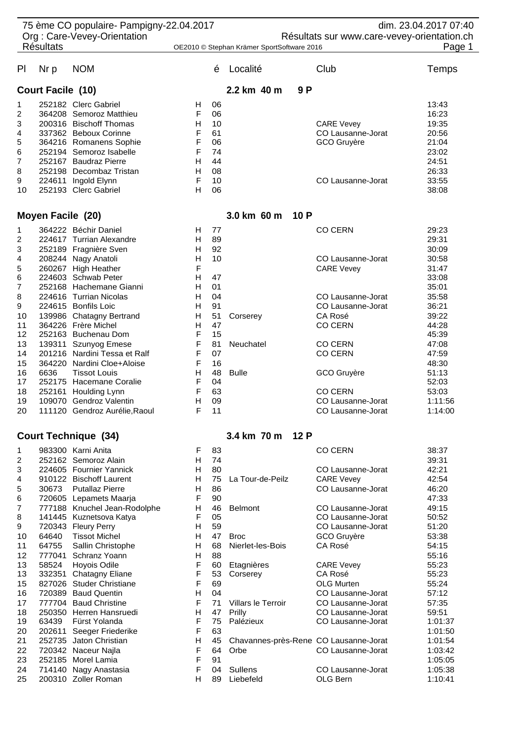75 ème CO populaire- Pampigny-22.04.2017 — dim. 23.04.2017 07:40

Org : Care-Vevey-Orientation — Résultats sur www.care-vevey-orientation.ch

Résultats — OE2010 © Stephan Krämer SportSoftware 2016

## Court Facile (10) — 2.2 km 40 m 9 P

| Pl | Nr p | NOM | | é | Localité | Club | Temps |
|---|---|---|---|---|---|---|---|
| 1 | 252182 | Clerc Gabriel | H | 06 | | | 13:43 |
| 2 | 364208 | Semoroz Matthieu | F | 06 | | | 16:23 |
| 3 | 200316 | Bischoff Thomas | H | 10 | | CARE Vevey | 19:35 |
| 4 | 337362 | Beboux Corinne | F | 61 | | CO Lausanne-Jorat | 20:56 |
| 5 | 364216 | Romanens Sophie | F | 06 | | GCO Gruyère | 21:04 |
| 6 | 252194 | Semoroz Isabelle | F | 74 | | | 23:02 |
| 7 | 252167 | Baudraz Pierre | H | 44 | | | 24:51 |
| 8 | 252198 | Decombaz Tristan | H | 08 | | | 26:33 |
| 9 | 224611 | Ingold Elynn | F | 10 | | CO Lausanne-Jorat | 33:55 |
| 10 | 252193 | Clerc Gabriel | H | 06 | | | 38:08 |

## Moyen Facile (20) — 3.0 km 60 m 10 P

| Pl | Nr p | NOM | | é | Localité | Club | Temps |
|---|---|---|---|---|---|---|---|
| 1 | 364222 | Béchir Daniel | H | 77 | | CO CERN | 29:23 |
| 2 | 224617 | Turrian Alexandre | H | 89 | | | 29:31 |
| 3 | 252189 | Fragnière Sven | H | 92 | | | 30:09 |
| 4 | 208244 | Nagy Anatoli | H | 10 | | CO Lausanne-Jorat | 30:58 |
| 5 | 260267 | High Heather | F | | | CARE Vevey | 31:47 |
| 6 | 224603 | Schwab Peter | H | 47 | | | 33:08 |
| 7 | 252168 | Hachemane Gianni | H | 01 | | | 35:01 |
| 8 | 224616 | Turrian Nicolas | H | 04 | | CO Lausanne-Jorat | 35:58 |
| 9 | 224615 | Bonfils Loic | H | 91 | | CO Lausanne-Jorat | 36:21 |
| 10 | 139986 | Chatagny Bertrand | H | 51 | Corserey | CA Rosé | 39:22 |
| 11 | 364226 | Frère Michel | H | 47 | | CO CERN | 44:28 |
| 12 | 252163 | Buchenau Dom | F | 15 | | | 45:39 |
| 13 | 139311 | Szunyog Emese | F | 81 | Neuchatel | CO CERN | 47:08 |
| 14 | 201216 | Nardini Tessa et Ralf | F | 07 | | CO CERN | 47:59 |
| 15 | 364220 | Nardini Cloe+Aloise | F | 16 | | | 48:30 |
| 16 | 6636 | Tissot Louis | H | 48 | Bulle | GCO Gruyère | 51:13 |
| 17 | 252175 | Hacemane Coralie | F | 04 | | | 52:03 |
| 18 | 252161 | Houlding Lynn | F | 63 | | CO CERN | 53:03 |
| 19 | 109070 | Gendroz Valentin | H | 09 | | CO Lausanne-Jorat | 1:11:56 |
| 20 | 111120 | Gendroz Aurélie,Raoul | F | 11 | | CO Lausanne-Jorat | 1:14:00 |

## Court Technique (34) — 3.4 km 70 m 12 P

| Pl | Nr p | NOM | | é | Localité | Club | Temps |
|---|---|---|---|---|---|---|---|
| 1 | 983300 | Karni Anita | F | 83 | | CO CERN | 38:37 |
| 2 | 252162 | Semoroz Alain | H | 74 | | | 39:31 |
| 3 | 224605 | Fournier Yannick | H | 80 | | CO Lausanne-Jorat | 42:21 |
| 4 | 910122 | Bischoff Laurent | H | 75 | La Tour-de-Peilz | CARE Vevey | 42:54 |
| 5 | 30673 | Putallaz Pierre | H | 86 | | CO Lausanne-Jorat | 46:20 |
| 6 | 720605 | Lepamets Maarja | F | 90 | | | 47:33 |
| 7 | 777188 | Knuchel Jean-Rodolphe | H | 46 | Belmont | CO Lausanne-Jorat | 49:15 |
| 8 | 141445 | Kuznetsova Katya | F | 05 | | CO Lausanne-Jorat | 50:52 |
| 9 | 720343 | Fleury Perry | H | 59 | | CO Lausanne-Jorat | 51:20 |
| 10 | 64640 | Tissot Michel | H | 47 | Broc | GCO Gruyère | 53:38 |
| 11 | 64755 | Sallin Christophe | H | 68 | Nierlet-les-Bois | CA Rosé | 54:15 |
| 12 | 777041 | Schranz Yoann | H | 88 | | | 55:16 |
| 13 | 58524 | Hoyois Odile | F | 60 | Etagnières | CARE Vevey | 55:23 |
| 13 | 332351 | Chatagny Eliane | F | 53 | Corserey | CA Rosé | 55:23 |
| 15 | 827026 | Studer Christiane | F | 69 | | OLG Murten | 55:24 |
| 16 | 720389 | Baud Quentin | H | 04 | | CO Lausanne-Jorat | 57:12 |
| 17 | 777704 | Baud Christine | F | 71 | Villars le Terroir | CO Lausanne-Jorat | 57:35 |
| 18 | 250350 | Herren Hansruedi | H | 47 | Prilly | CO Lausanne-Jorat | 59:51 |
| 19 | 63439 | Fürst Yolanda | F | 75 | Palézieux | CO Lausanne-Jorat | 1:01:37 |
| 20 | 202611 | Seeger Friederike | F | 63 | | | 1:01:50 |
| 21 | 252735 | Jaton Christian | H | 45 | Chavannes-près-Rene | CO Lausanne-Jorat | 1:01:54 |
| 22 | 720342 | Naceur Najla | F | 64 | Orbe | CO Lausanne-Jorat | 1:03:42 |
| 23 | 252185 | Morel Lamia | F | 91 | | | 1:05:05 |
| 24 | 714140 | Nagy Anastasia | F | 04 | Sullens | CO Lausanne-Jorat | 1:05:38 |
| 25 | 200310 | Zoller Roman | H | 89 | Liebefeld | OLG Bern | 1:10:41 |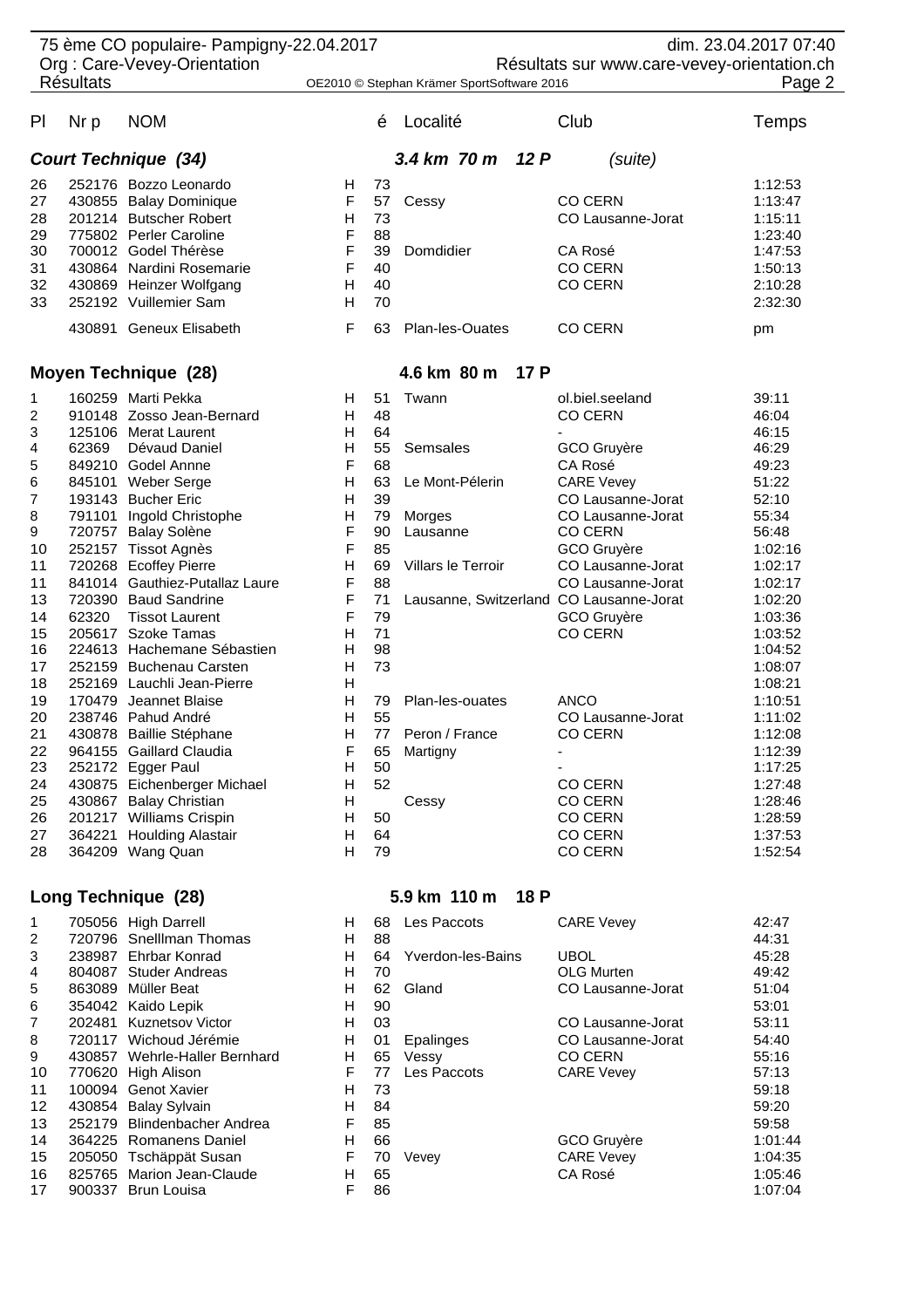| Pl | Nr p | NOM | | é | Localité | Club | Temps |
|---|---|---|---|---|---|---|---|
| ***Court Technique (34)*** | | | | | ***3.4 km 70 m 12 P*** | *(suite)* | |
| 26 | 252176 | Bozzo Leonardo | H | 73 | | | 1:12:53 |
| 27 | 430855 | Balay Dominique | F | 57 | Cessy | CO CERN | 1:13:47 |
| 28 | 201214 | Butscher Robert | H | 73 | | CO Lausanne-Jorat | 1:15:11 |
| 29 | 775802 | Perler Caroline | F | 88 | | | 1:23:40 |
| 30 | 700012 | Godel Thérèse | F | 39 | Domdidier | CA Rosé | 1:47:53 |
| 31 | 430864 | Nardini Rosemarie | F | 40 | | CO CERN | 1:50:13 |
| 32 | 430869 | Heinzer Wolfgang | H | 40 | | CO CERN | 2:10:28 |
| 33 | 252192 | Vuillemier Sam | H | 70 | | | 2:32:30 |
| | 430891 | Geneux Elisabeth | F | 63 | Plan-les-Ouates | CO CERN | pm |
| **Moyen Technique (28)** | | | | | **4.6 km 80 m 17 P** | | |
| 1 | 160259 | Marti Pekka | H | 51 | Twann | ol.biel.seeland | 39:11 |
| 2 | 910148 | Zosso Jean-Bernard | H | 48 | | CO CERN | 46:04 |
| 3 | 125106 | Merat Laurent | H | 64 | | - | 46:15 |
| 4 | 62369 | Dévaud Daniel | H | 55 | Semsales | GCO Gruyère | 46:29 |
| 5 | 849210 | Godel Annne | F | 68 | | CA Rosé | 49:23 |
| 6 | 845101 | Weber Serge | H | 63 | Le Mont-Pélerin | CARE Vevey | 51:22 |
| 7 | 193143 | Bucher Eric | H | 39 | | CO Lausanne-Jorat | 52:10 |
| 8 | 791101 | Ingold Christophe | H | 79 | Morges | CO Lausanne-Jorat | 55:34 |
| 9 | 720757 | Balay Solène | F | 90 | Lausanne | CO CERN | 56:48 |
| 10 | 252157 | Tissot Agnès | F | 85 | | GCO Gruyère | 1:02:16 |
| 11 | 720268 | Ecoffey Pierre | H | 69 | Villars le Terroir | CO Lausanne-Jorat | 1:02:17 |
| 11 | 841014 | Gauthiez-Putallaz Laure | F | 88 | | CO Lausanne-Jorat | 1:02:17 |
| 13 | 720390 | Baud Sandrine | F | 71 | Lausanne, Switzerland | CO Lausanne-Jorat | 1:02:20 |
| 14 | 62320 | Tissot Laurent | F | 79 | | GCO Gruyère | 1:03:36 |
| 15 | 205617 | Szoke Tamas | H | 71 | | CO CERN | 1:03:52 |
| 16 | 224613 | Hachemane Sébastien | H | 98 | | | 1:04:52 |
| 17 | 252159 | Buchenau Carsten | H | 73 | | | 1:08:07 |
| 18 | 252169 | Lauchli Jean-Pierre | H | | | | 1:08:21 |
| 19 | 170479 | Jeannet Blaise | H | 79 | Plan-les-ouates | ANCO | 1:10:51 |
| 20 | 238746 | Pahud André | H | 55 | | CO Lausanne-Jorat | 1:11:02 |
| 21 | 430878 | Baillie Stéphane | H | 77 | Peron / France | CO CERN | 1:12:08 |
| 22 | 964155 | Gaillard Claudia | F | 65 | Martigny | - | 1:12:39 |
| 23 | 252172 | Egger Paul | H | 50 | | - | 1:17:25 |
| 24 | 430875 | Eichenberger Michael | H | 52 | | CO CERN | 1:27:48 |
| 25 | 430867 | Balay Christian | H | | Cessy | CO CERN | 1:28:46 |
| 26 | 201217 | Williams Crispin | H | 50 | | CO CERN | 1:28:59 |
| 27 | 364221 | Houlding Alastair | H | 64 | | CO CERN | 1:37:53 |
| 28 | 364209 | Wang Quan | H | 79 | | CO CERN | 1:52:54 |
| **Long Technique (28)** | | | | | **5.9 km 110 m 18 P** | | |
| 1 | 705056 | High Darrell | H | 68 | Les Paccots | CARE Vevey | 42:47 |
| 2 | 720796 | Snelllman Thomas | H | 88 | | | 44:31 |
| 3 | 238987 | Ehrbar Konrad | H | 64 | Yverdon-les-Bains | UBOL | 45:28 |
| 4 | 804087 | Studer Andreas | H | 70 | | OLG Murten | 49:42 |
| 5 | 863089 | Müller Beat | H | 62 | Gland | CO Lausanne-Jorat | 51:04 |
| 6 | 354042 | Kaido Lepik | H | 90 | | | 53:01 |
| 7 | 202481 | Kuznetsov Victor | H | 03 | | CO Lausanne-Jorat | 53:11 |
| 8 | 720117 | Wichoud Jérémie | H | 01 | Epalinges | CO Lausanne-Jorat | 54:40 |
| 9 | 430857 | Wehrle-Haller Bernhard | H | 65 | Vessy | CO CERN | 55:16 |
| 10 | 770620 | High Alison | F | 77 | Les Paccots | CARE Vevey | 57:13 |
| 11 | 100094 | Genot Xavier | H | 73 | | | 59:18 |
| 12 | 430854 | Balay Sylvain | H | 84 | | | 59:20 |
| 13 | 252179 | Blindenbacher Andrea | F | 85 | | | 59:58 |
| 14 | 364225 | Romanens Daniel | H | 66 | | GCO Gruyère | 1:01:44 |
| 15 | 205050 | Tschäppät Susan | F | 70 | Vevey | CARE Vevey | 1:04:35 |
| 16 | 825765 | Marion Jean-Claude | H | 65 | | CA Rosé | 1:05:46 |
| 17 | 900337 | Brun Louisa | F | 86 | | | 1:07:04 |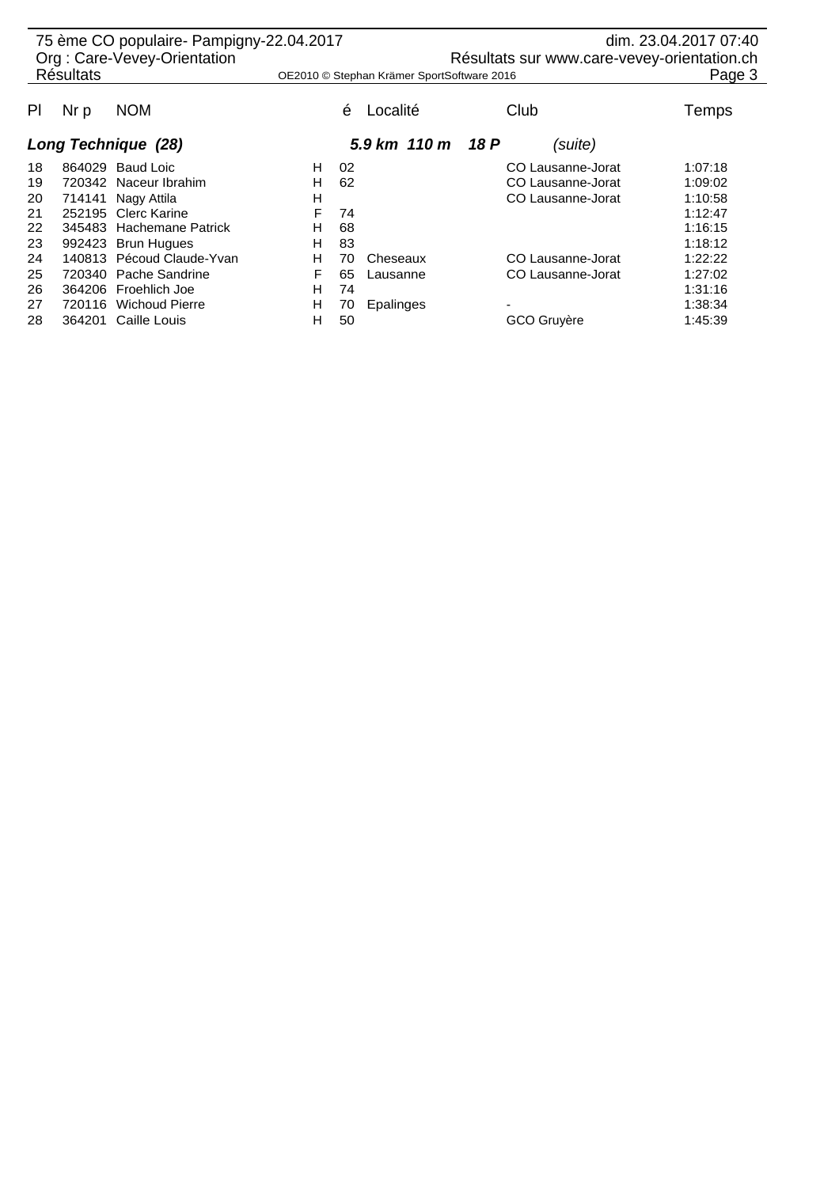| Pl | Nr p | NOM | | é | Localité | Club | Temps |
|---|---|---|---|---|---|---|---|

***Long Technique (28)*** ***5.9 km 110 m 18 P*** *(suite)*

| Pl | Nr p | NOM | | é | Localité | Club | Temps |
|---|---|---|---|---|---|---|---|
| 18 | 864029 | Baud Loic | H | 02 | | CO Lausanne-Jorat | 1:07:18 |
| 19 | 720342 | Naceur Ibrahim | H | 62 | | CO Lausanne-Jorat | 1:09:02 |
| 20 | 714141 | Nagy Attila | H | | | CO Lausanne-Jorat | 1:10:58 |
| 21 | 252195 | Clerc Karine | F | 74 | | | 1:12:47 |
| 22 | 345483 | Hachemane Patrick | H | 68 | | | 1:16:15 |
| 23 | 992423 | Brun Hugues | H | 83 | | | 1:18:12 |
| 24 | 140813 | Pécoud Claude-Yvan | H | 70 | Cheseaux | CO Lausanne-Jorat | 1:22:22 |
| 25 | 720340 | Pache Sandrine | F | 65 | Lausanne | CO Lausanne-Jorat | 1:27:02 |
| 26 | 364206 | Froehlich Joe | H | 74 | | | 1:31:16 |
| 27 | 720116 | Wichoud Pierre | H | 70 | Epalinges | - | 1:38:34 |
| 28 | 364201 | Caille Louis | H | 50 | | GCO Gruyère | 1:45:39 |